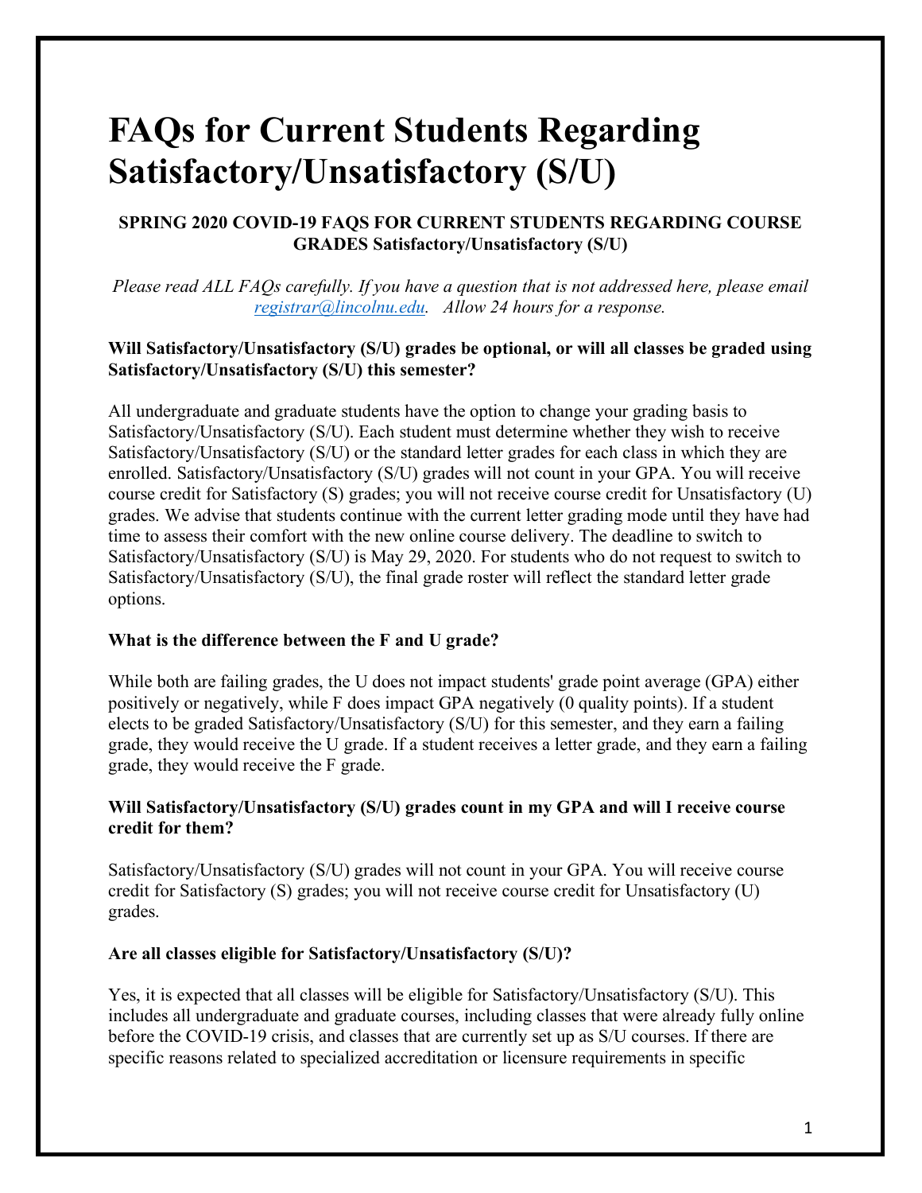# FAQs for Current Students Regarding Satisfactory/Unsatisfactory (S/U)

**SPRING 2020 COVID-19 FAQS FOR CURRENT STUDENTS REGARDING COURSE GRADES Satisfactory/Unsatisfactory (S/U)**

*Please read ALL FAQs carefully. If you have a question that is not addressed here, please email [registrar@lincolnu.edu](mailto:registrar@lincolnu.edu). Allow 24 hours for a response.*

**Will Satisfactory/Unsatisfactory (S/U) grades be optional, or will all classes be graded using Satisfactory/Unsatisfactory (S/U) this semester?**

All undergraduate and graduate students have the option to change your grading basis to Satisfactory/Unsatisfactory (S/U). Each student must determine whether they wish to receive Satisfactory/Unsatisfactory (S/U) or the standard letter grades for each class in which they are enrolled. Satisfactory/Unsatisfactory (S/U) grades will not count in your GPA. You will receive course credit for Satisfactory (S) grades; you will not receive course credit for Unsatisfactory (U) grades. We advise that students continue with the current letter grading mode until they have had time to assess their comfort with the new online course delivery. The deadline to switch to Satisfactory/Unsatisfactory (S/U) is May 29, 2020. For students who do not request to switch to Satisfactory/Unsatisfactory (S/U), the final grade roster will reflect the standard letter grade options.

**What is the difference between the F and U grade?**

While both are failing grades, the U does not impact students' grade point average (GPA) either positively or negatively, while F does impact GPA negatively (0 quality points). If a student elects to be graded Satisfactory/Unsatisfactory (S/U) for this semester, and they earn a failing grade, they would receive the U grade. If a student receives a letter grade, and they earn a failing grade, they would receive the F grade.

**Will Satisfactory/Unsatisfactory (S/U) grades count in my GPA and will I receive course credit for them?**

Satisfactory/Unsatisfactory (S/U) grades will not count in your GPA. You will receive course credit for Satisfactory (S) grades; you will not receive course credit for Unsatisfactory (U) grades.

**Are all classes eligible for Satisfactory/Unsatisfactory (S/U)?**

Yes, it is expected that all classes will be eligible for Satisfactory/Unsatisfactory (S/U). This includes all undergraduate and graduate courses, including classes that were already fully online before the COVID-19 crisis, and classes that are currently set up as S/U courses. If there are specific reasons related to specialized accreditation or licensure requirements in specific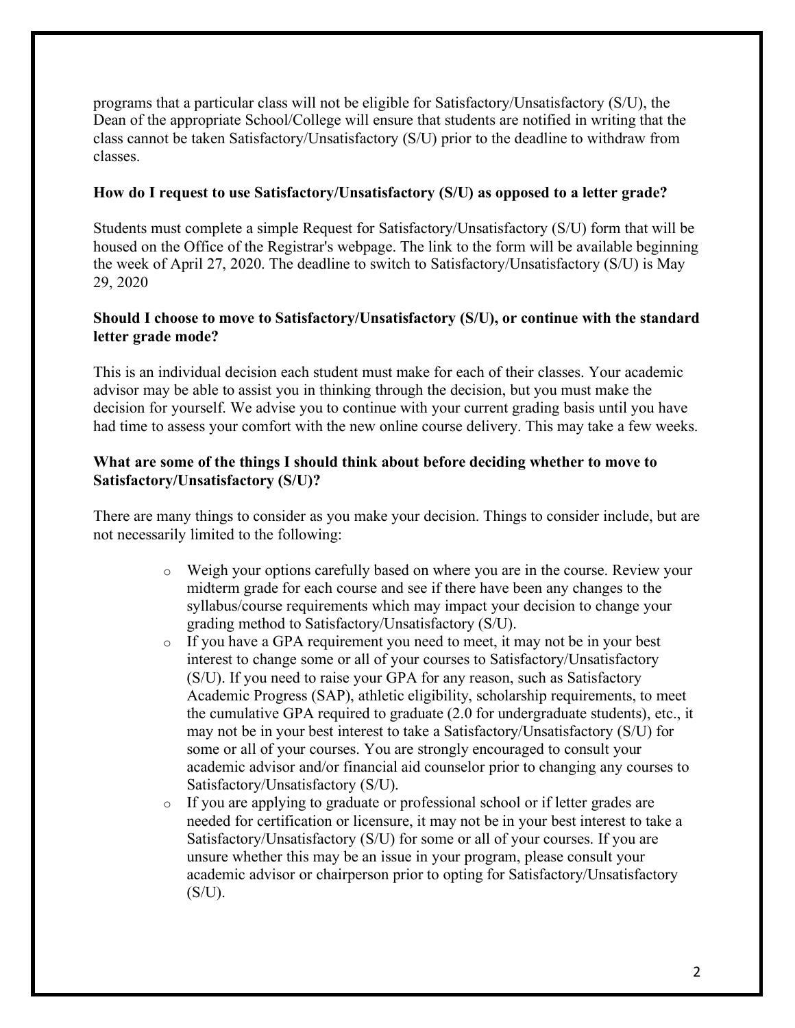programs that a particular class will not be eligible for Satisfactory/Unsatisfactory (S/U), the Dean of the appropriate School/College will ensure that students are notified in writing that the class cannot be taken Satisfactory/Unsatisfactory (S/U) prior to the deadline to withdraw from classes.

**How do I request to use Satisfactory/Unsatisfactory (S/U) as opposed to a letter grade?**

Students must complete a simple Request for Satisfactory/Unsatisfactory (S/U) form that will be housed on the Office of the Registrar's webpage. The link to the form will be available beginning the week of April 27, 2020. The deadline to switch to Satisfactory/Unsatisfactory (S/U) is May 29, 2020

**Should I choose to move to Satisfactory/Unsatisfactory (S/U), or continue with the standard letter grade mode?**

This is an individual decision each student must make for each of their classes. Your academic advisor may be able to assist you in thinking through the decision, but you must make the decision for yourself. We advise you to continue with your current grading basis until you have had time to assess your comfort with the new online course delivery. This may take a few weeks.

**What are some of the things I should think about before deciding whether to move to Satisfactory/Unsatisfactory (S/U)?**

There are many things to consider as you make your decision. Things to consider include, but are not necessarily limited to the following:

- Weigh your options carefully based on where you are in the course. Review your midterm grade for each course and see if there have been any changes to the syllabus/course requirements which may impact your decision to change your grading method to Satisfactory/Unsatisfactory (S/U).
- If you have a GPA requirement you need to meet, it may not be in your best interest to change some or all of your courses to Satisfactory/Unsatisfactory (S/U). If you need to raise your GPA for any reason, such as Satisfactory Academic Progress (SAP), athletic eligibility, scholarship requirements, to meet the cumulative GPA required to graduate (2.0 for undergraduate students), etc., it may not be in your best interest to take a Satisfactory/Unsatisfactory (S/U) for some or all of your courses. You are strongly encouraged to consult your academic advisor and/or financial aid counselor prior to changing any courses to Satisfactory/Unsatisfactory (S/U).
- If you are applying to graduate or professional school or if letter grades are needed for certification or licensure, it may not be in your best interest to take a Satisfactory/Unsatisfactory (S/U) for some or all of your courses. If you are unsure whether this may be an issue in your program, please consult your academic advisor or chairperson prior to opting for Satisfactory/Unsatisfactory (S/U).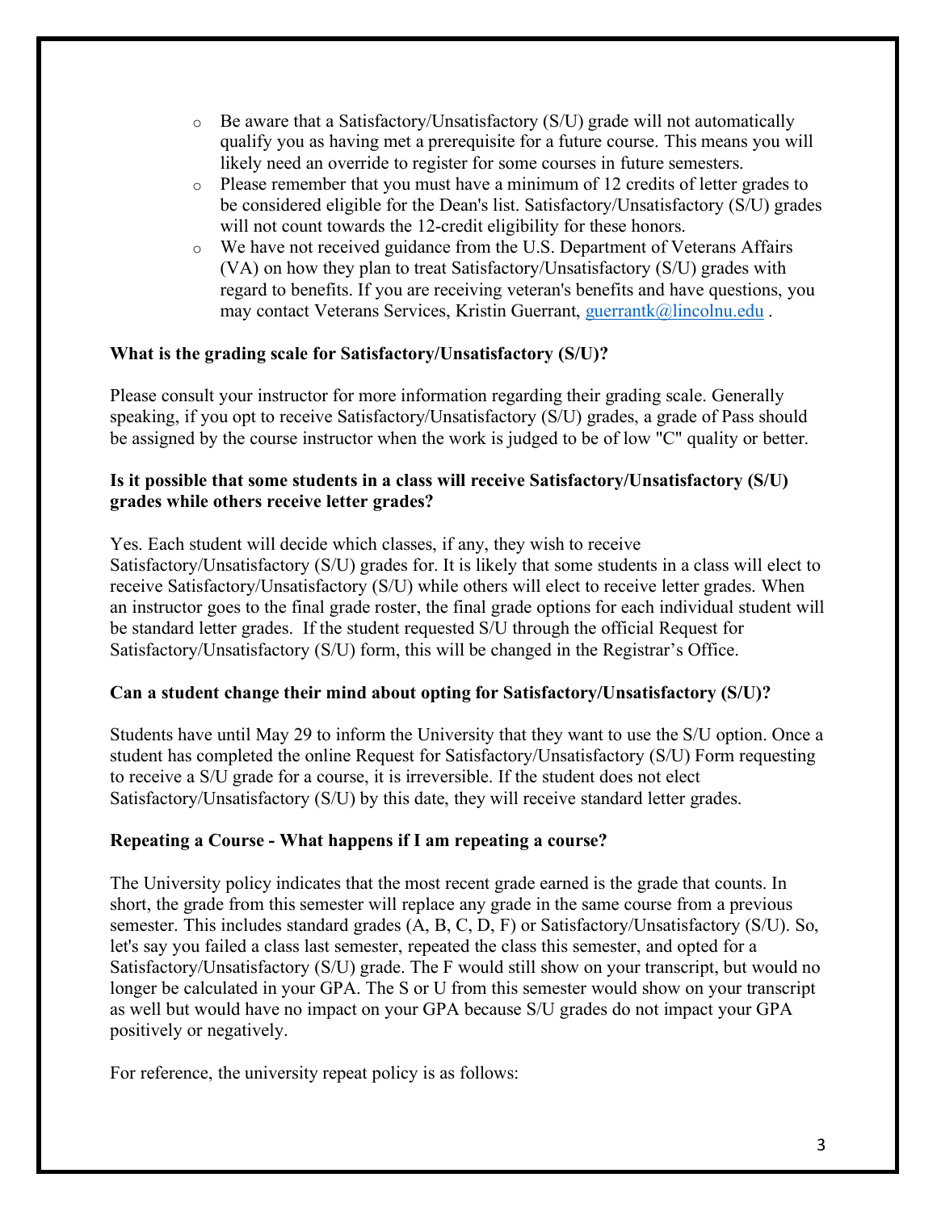- Be aware that a Satisfactory/Unsatisfactory (S/U) grade will not automatically qualify you as having met a prerequisite for a future course. This means you will likely need an override to register for some courses in future semesters.
- Please remember that you must have a minimum of 12 credits of letter grades to be considered eligible for the Dean's list. Satisfactory/Unsatisfactory (S/U) grades will not count towards the 12-credit eligibility for these honors.
- We have not received guidance from the U.S. Department of Veterans Affairs (VA) on how they plan to treat Satisfactory/Unsatisfactory (S/U) grades with regard to benefits. If you are receiving veteran's benefits and have questions, you may contact Veterans Services, Kristin Guerrant, guerrantk@lincolnu.edu .

**What is the grading scale for Satisfactory/Unsatisfactory (S/U)?**

Please consult your instructor for more information regarding their grading scale. Generally speaking, if you opt to receive Satisfactory/Unsatisfactory (S/U) grades, a grade of Pass should be assigned by the course instructor when the work is judged to be of low "C" quality or better.

**Is it possible that some students in a class will receive Satisfactory/Unsatisfactory (S/U) grades while others receive letter grades?**

Yes. Each student will decide which classes, if any, they wish to receive Satisfactory/Unsatisfactory (S/U) grades for. It is likely that some students in a class will elect to receive Satisfactory/Unsatisfactory (S/U) while others will elect to receive letter grades. When an instructor goes to the final grade roster, the final grade options for each individual student will be standard letter grades. If the student requested S/U through the official Request for Satisfactory/Unsatisfactory (S/U) form, this will be changed in the Registrar's Office.

**Can a student change their mind about opting for Satisfactory/Unsatisfactory (S/U)?**

Students have until May 29 to inform the University that they want to use the S/U option. Once a student has completed the online Request for Satisfactory/Unsatisfactory (S/U) Form requesting to receive a S/U grade for a course, it is irreversible. If the student does not elect Satisfactory/Unsatisfactory (S/U) by this date, they will receive standard letter grades.

**Repeating a Course - What happens if I am repeating a course?**

The University policy indicates that the most recent grade earned is the grade that counts. In short, the grade from this semester will replace any grade in the same course from a previous semester. This includes standard grades (A, B, C, D, F) or Satisfactory/Unsatisfactory (S/U). So, let's say you failed a class last semester, repeated the class this semester, and opted for a Satisfactory/Unsatisfactory (S/U) grade. The F would still show on your transcript, but would no longer be calculated in your GPA. The S or U from this semester would show on your transcript as well but would have no impact on your GPA because S/U grades do not impact your GPA positively or negatively.

For reference, the university repeat policy is as follows: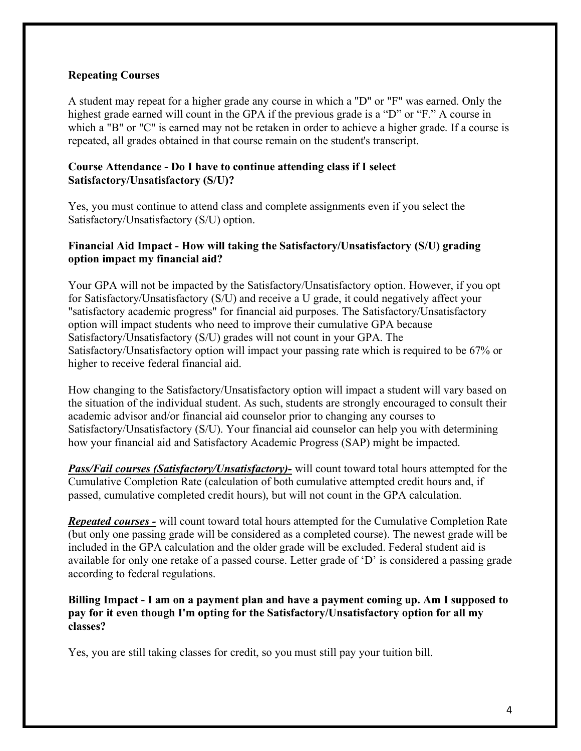### Repeating Courses

A student may repeat for a higher grade any course in which a "D" or "F" was earned. Only the highest grade earned will count in the GPA if the previous grade is a "D" or "F." A course in which a "B" or "C" is earned may not be retaken in order to achieve a higher grade. If a course is repeated, all grades obtained in that course remain on the student's transcript.

### Course Attendance - Do I have to continue attending class if I select Satisfactory/Unsatisfactory (S/U)?

Yes, you must continue to attend class and complete assignments even if you select the Satisfactory/Unsatisfactory (S/U) option.

### Financial Aid Impact - How will taking the Satisfactory/Unsatisfactory (S/U) grading option impact my financial aid?

Your GPA will not be impacted by the Satisfactory/Unsatisfactory option. However, if you opt for Satisfactory/Unsatisfactory (S/U) and receive a U grade, it could negatively affect your "satisfactory academic progress" for financial aid purposes. The Satisfactory/Unsatisfactory option will impact students who need to improve their cumulative GPA because Satisfactory/Unsatisfactory (S/U) grades will not count in your GPA. The Satisfactory/Unsatisfactory option will impact your passing rate which is required to be 67% or higher to receive federal financial aid.

How changing to the Satisfactory/Unsatisfactory option will impact a student will vary based on the situation of the individual student. As such, students are strongly encouraged to consult their academic advisor and/or financial aid counselor prior to changing any courses to Satisfactory/Unsatisfactory (S/U). Your financial aid counselor can help you with determining how your financial aid and Satisfactory Academic Progress (SAP) might be impacted.

***Pass/Fail courses (Satisfactory/Unsatisfactory)-*** will count toward total hours attempted for the Cumulative Completion Rate (calculation of both cumulative attempted credit hours and, if passed, cumulative completed credit hours), but will not count in the GPA calculation.

***Repeated courses -*** will count toward total hours attempted for the Cumulative Completion Rate (but only one passing grade will be considered as a completed course). The newest grade will be included in the GPA calculation and the older grade will be excluded. Federal student aid is available for only one retake of a passed course. Letter grade of 'D' is considered a passing grade according to federal regulations.

### Billing Impact - I am on a payment plan and have a payment coming up. Am I supposed to pay for it even though I'm opting for the Satisfactory/Unsatisfactory option for all my classes?

Yes, you are still taking classes for credit, so you must still pay your tuition bill.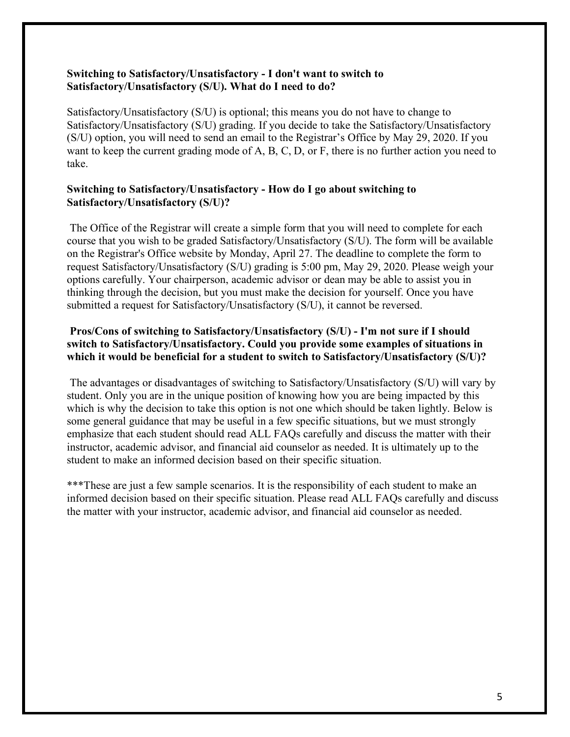**Switching to Satisfactory/Unsatisfactory - I don't want to switch to Satisfactory/Unsatisfactory (S/U). What do I need to do?**

Satisfactory/Unsatisfactory (S/U) is optional; this means you do not have to change to Satisfactory/Unsatisfactory (S/U) grading. If you decide to take the Satisfactory/Unsatisfactory (S/U) option, you will need to send an email to the Registrar's Office by May 29, 2020. If you want to keep the current grading mode of A, B, C, D, or F, there is no further action you need to take.

**Switching to Satisfactory/Unsatisfactory - How do I go about switching to Satisfactory/Unsatisfactory (S/U)?**

The Office of the Registrar will create a simple form that you will need to complete for each course that you wish to be graded Satisfactory/Unsatisfactory (S/U). The form will be available on the Registrar's Office website by Monday, April 27. The deadline to complete the form to request Satisfactory/Unsatisfactory (S/U) grading is 5:00 pm, May 29, 2020. Please weigh your options carefully. Your chairperson, academic advisor or dean may be able to assist you in thinking through the decision, but you must make the decision for yourself. Once you have submitted a request for Satisfactory/Unsatisfactory (S/U), it cannot be reversed.

**Pros/Cons of switching to Satisfactory/Unsatisfactory (S/U) - I'm not sure if I should switch to Satisfactory/Unsatisfactory. Could you provide some examples of situations in which it would be beneficial for a student to switch to Satisfactory/Unsatisfactory (S/U)?**

The advantages or disadvantages of switching to Satisfactory/Unsatisfactory (S/U) will vary by student. Only you are in the unique position of knowing how you are being impacted by this which is why the decision to take this option is not one which should be taken lightly. Below is some general guidance that may be useful in a few specific situations, but we must strongly emphasize that each student should read ALL FAQs carefully and discuss the matter with their instructor, academic advisor, and financial aid counselor as needed. It is ultimately up to the student to make an informed decision based on their specific situation.

***These are just a few sample scenarios. It is the responsibility of each student to make an informed decision based on their specific situation. Please read ALL FAQs carefully and discuss the matter with your instructor, academic advisor, and financial aid counselor as needed.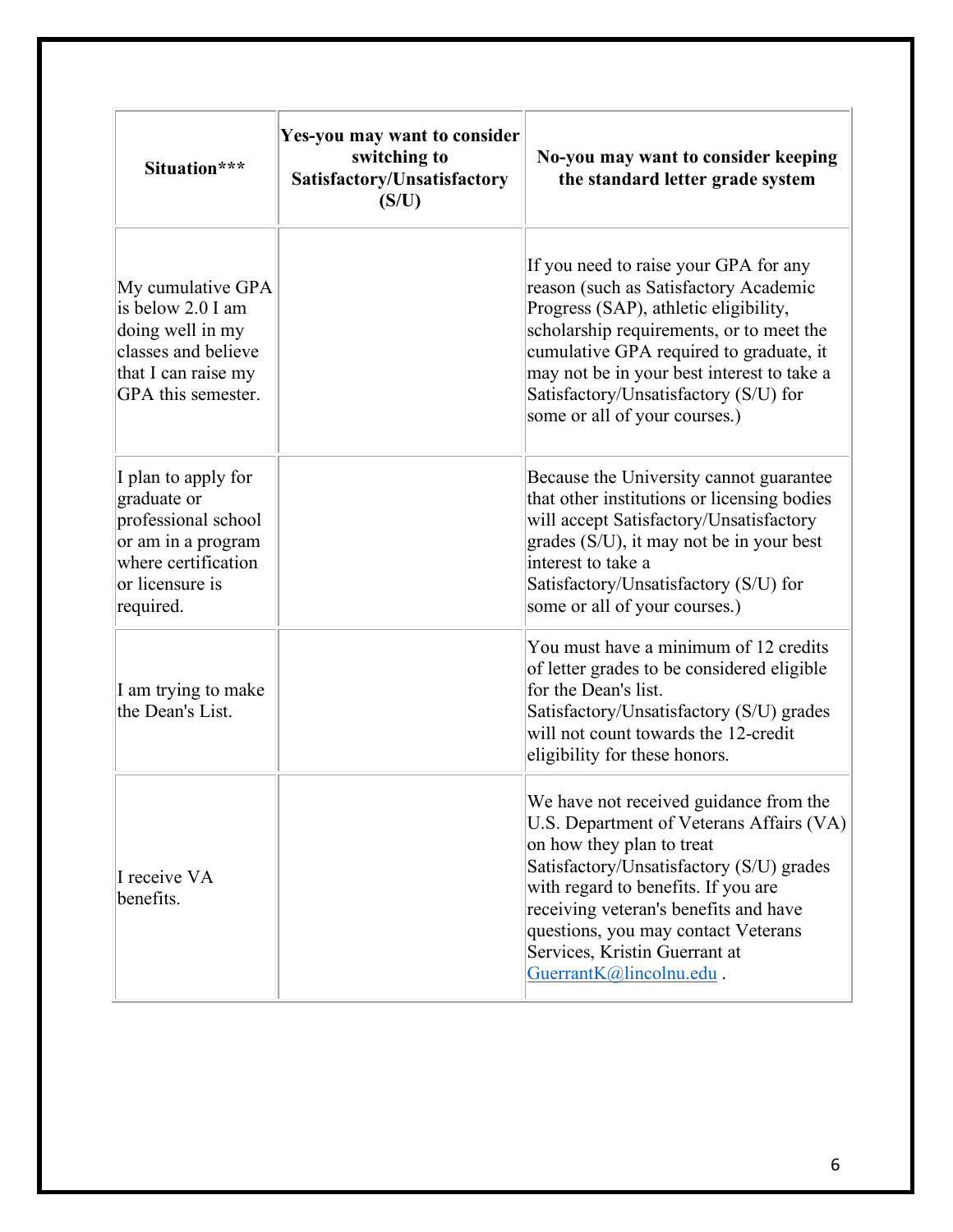| Situation*** | Yes-you may want to consider switching to Satisfactory/Unsatisfactory (S/U) | No-you may want to consider keeping the standard letter grade system |
|---|---|---|
| My cumulative GPA is below 2.0 I am doing well in my classes and believe that I can raise my GPA this semester. | | If you need to raise your GPA for any reason (such as Satisfactory Academic Progress (SAP), athletic eligibility, scholarship requirements, or to meet the cumulative GPA required to graduate, it may not be in your best interest to take a Satisfactory/Unsatisfactory (S/U) for some or all of your courses.) |
| I plan to apply for graduate or professional school or am in a program where certification or licensure is required. | | Because the University cannot guarantee that other institutions or licensing bodies will accept Satisfactory/Unsatisfactory grades (S/U), it may not be in your best interest to take a Satisfactory/Unsatisfactory (S/U) for some or all of your courses.) |
| I am trying to make the Dean's List. | | You must have a minimum of 12 credits of letter grades to be considered eligible for the Dean's list. Satisfactory/Unsatisfactory (S/U) grades will not count towards the 12-credit eligibility for these honors. |
| I receive VA benefits. | | We have not received guidance from the U.S. Department of Veterans Affairs (VA) on how they plan to treat Satisfactory/Unsatisfactory (S/U) grades with regard to benefits. If you are receiving veteran's benefits and have questions, you may contact Veterans Services, Kristin Guerrant at GuerrantK@lincolnu.edu . |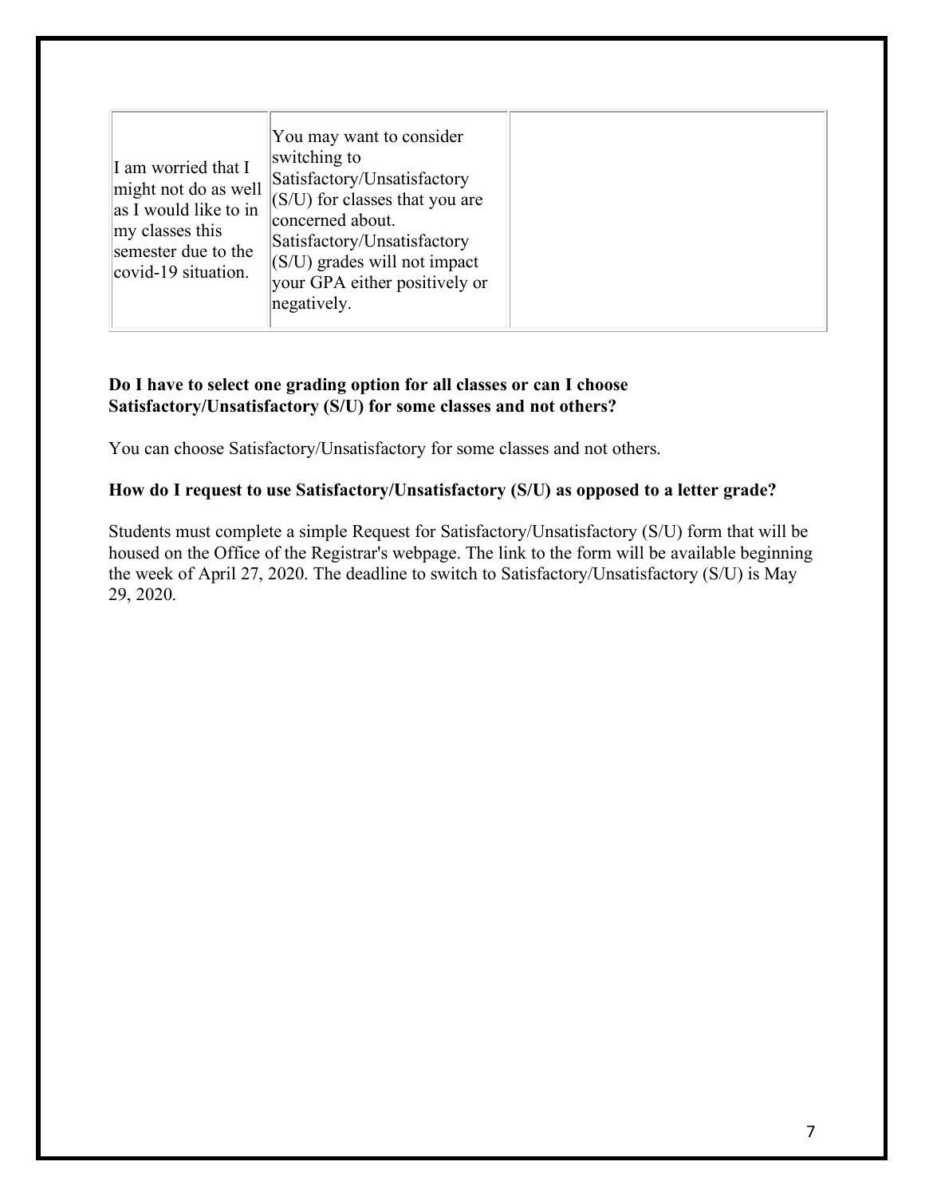| | | |
|---|---|---|
| I am worried that I might not do as well as I would like to in my classes this semester due to the covid-19 situation. | You may want to consider switching to Satisfactory/Unsatisfactory (S/U) for classes that you are concerned about. Satisfactory/Unsatisfactory (S/U) grades will not impact your GPA either positively or negatively. | |

**Do I have to select one grading option for all classes or can I choose Satisfactory/Unsatisfactory (S/U) for some classes and not others?**

You can choose Satisfactory/Unsatisfactory for some classes and not others.

**How do I request to use Satisfactory/Unsatisfactory (S/U) as opposed to a letter grade?**

Students must complete a simple Request for Satisfactory/Unsatisfactory (S/U) form that will be housed on the Office of the Registrar's webpage. The link to the form will be available beginning the week of April 27, 2020. The deadline to switch to Satisfactory/Unsatisfactory (S/U) is May 29, 2020.